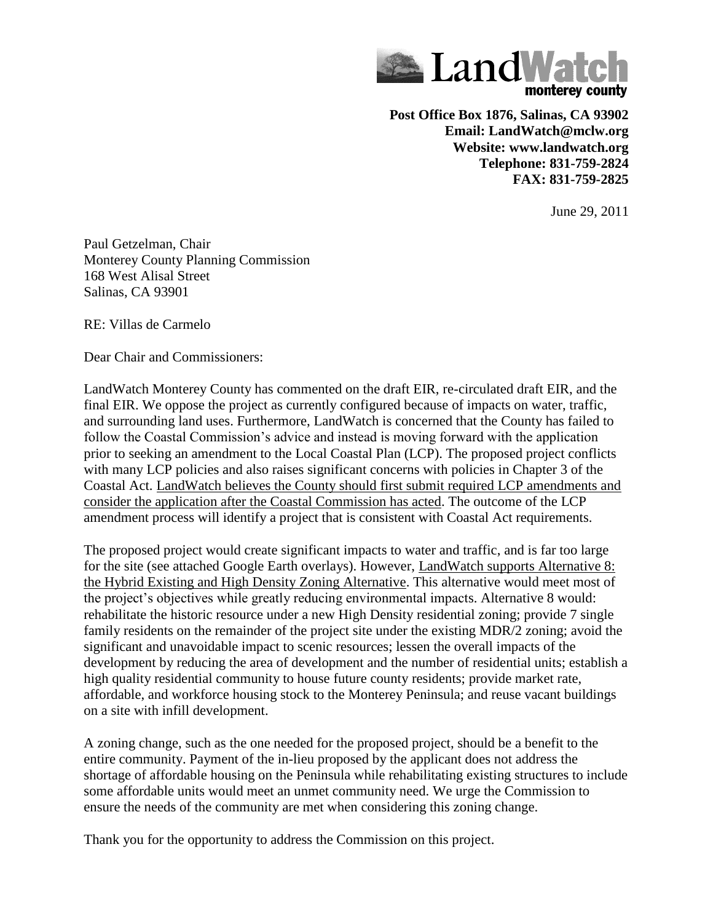**LandWatch**
**monterey county**

**Post Office Box 1876, Salinas, CA 93902**
**Email: LandWatch@mclw.org**
**Website: www.landwatch.org**
**Telephone: 831-759-2824**
**FAX: 831-759-2825**

June 29, 2011

Paul Getzelman, Chair
Monterey County Planning Commission
168 West Alisal Street
Salinas, CA 93901

RE: Villas de Carmelo

Dear Chair and Commissioners:

LandWatch Monterey County has commented on the draft EIR, re-circulated draft EIR, and the final EIR. We oppose the project as currently configured because of impacts on water, traffic, and surrounding land uses. Furthermore, LandWatch is concerned that the County has failed to follow the Coastal Commission's advice and instead is moving forward with the application prior to seeking an amendment to the Local Coastal Plan (LCP). The proposed project conflicts with many LCP policies and also raises significant concerns with policies in Chapter 3 of the Coastal Act. <u>LandWatch believes the County should first submit required LCP amendments and consider the application after the Coastal Commission has acted</u>. The outcome of the LCP amendment process will identify a project that is consistent with Coastal Act requirements.

The proposed project would create significant impacts to water and traffic, and is far too large for the site (see attached Google Earth overlays). However, <u>LandWatch supports Alternative 8: the Hybrid Existing and High Density Zoning Alternative</u>. This alternative would meet most of the project's objectives while greatly reducing environmental impacts. Alternative 8 would: rehabilitate the historic resource under a new High Density residential zoning; provide 7 single family residents on the remainder of the project site under the existing MDR/2 zoning; avoid the significant and unavoidable impact to scenic resources; lessen the overall impacts of the development by reducing the area of development and the number of residential units; establish a high quality residential community to house future county residents; provide market rate, affordable, and workforce housing stock to the Monterey Peninsula; and reuse vacant buildings on a site with infill development.

A zoning change, such as the one needed for the proposed project, should be a benefit to the entire community. Payment of the in-lieu proposed by the applicant does not address the shortage of affordable housing on the Peninsula while rehabilitating existing structures to include some affordable units would meet an unmet community need. We urge the Commission to ensure the needs of the community are met when considering this zoning change.

Thank you for the opportunity to address the Commission on this project.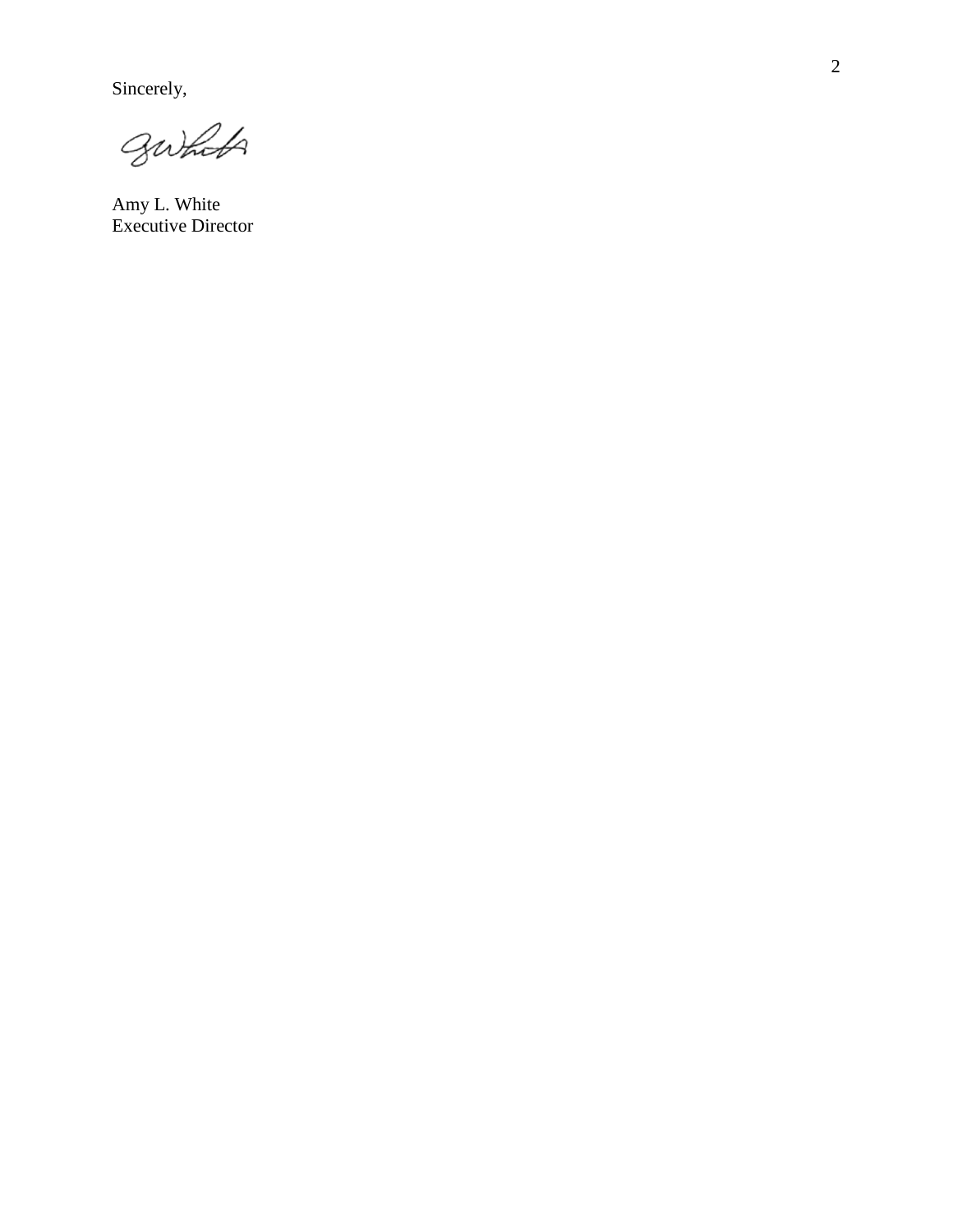Sincerely,

Amy L. White
Executive Director